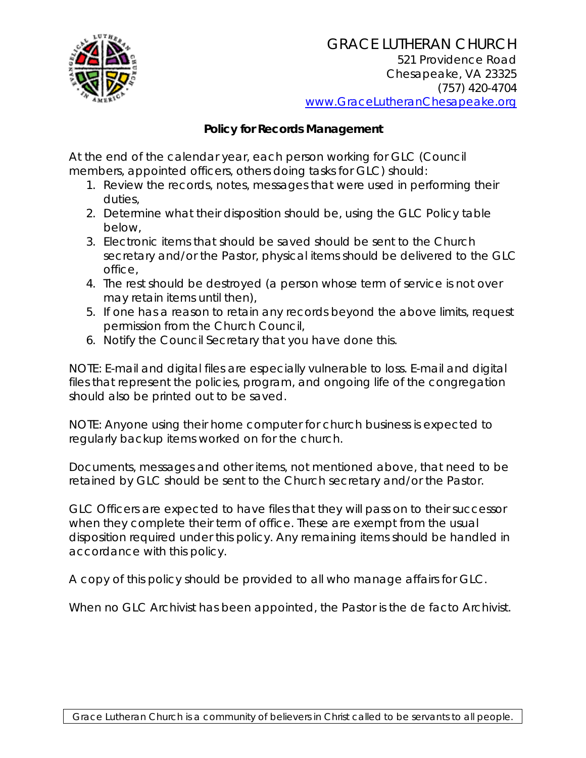GRACE LUTHERAN CHURCH
521 Providence Road
Chesapeake, VA 23325
(757) 420-4704
www.GraceLutheranChesapeake.org

**Policy for Records Management**

At the end of the calendar year, each person working for GLC (Council members, appointed officers, others doing tasks for GLC) should:

1. Review the records, notes, messages that were used in performing their duties,
2. Determine what their disposition should be, using the GLC Policy table below,
3. Electronic items that should be saved should be sent to the Church secretary and/or the Pastor, physical items should be delivered to the GLC office,
4. The rest should be destroyed (a person whose term of service is not over may retain items until then),
5. If one has a reason to retain any records beyond the above limits, request permission from the Church Council,
6. Notify the Council Secretary that you have done this.

NOTE: E-mail and digital files are especially vulnerable to loss. E-mail and digital files that represent the policies, program, and ongoing life of the congregation should also be printed out to be saved.

NOTE: Anyone using their home computer for church business is expected to regularly backup items worked on for the church.

Documents, messages and other items, not mentioned above, that need to be retained by GLC should be sent to the Church secretary and/or the Pastor.

GLC Officers are expected to have files that they will pass on to their successor when they complete their term of office. These are exempt from the usual disposition required under this policy. Any remaining items should be handled in accordance with this policy.

A copy of this policy should be provided to all who manage affairs for GLC.

When no GLC Archivist has been appointed, the Pastor is the de facto Archivist.

Grace Lutheran Church is a community of believers in Christ called to be servants to all people.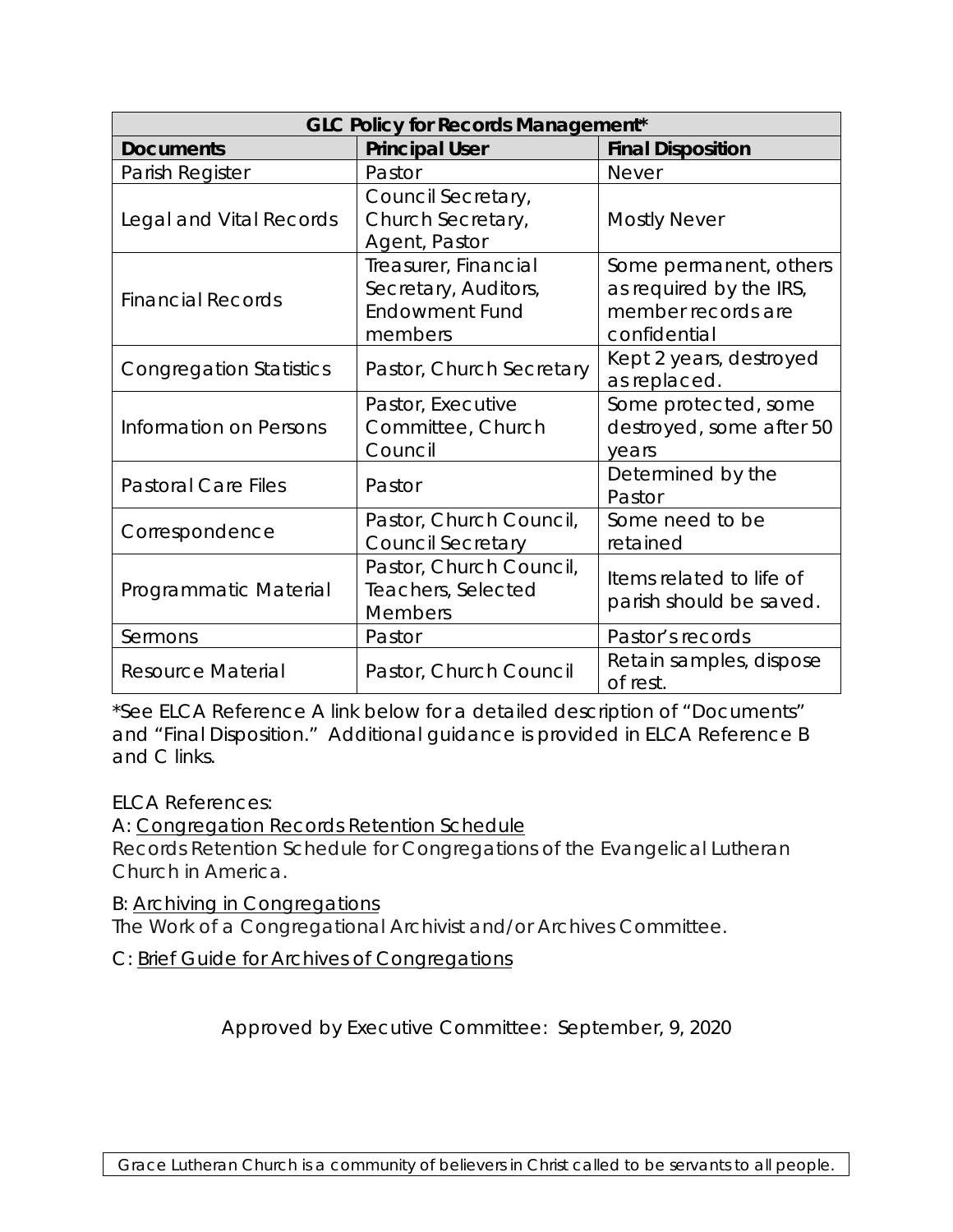| GLC Policy for Records Management* | | |
|---|---|---|
| **Documents** | **Principal User** | **Final Disposition** |
| Parish Register | Pastor | Never |
| Legal and Vital Records | Council Secretary, Church Secretary, Agent, Pastor | Mostly Never |
| Financial Records | Treasurer, Financial Secretary, Auditors, Endowment Fund members | Some permanent, others as required by the IRS, member records are confidential |
| Congregation Statistics | Pastor, Church Secretary | Kept 2 years, destroyed as replaced. |
| Information on Persons | Pastor, Executive Committee, Church Council | Some protected, some destroyed, some after 50 years |
| Pastoral Care Files | Pastor | Determined by the Pastor |
| Correspondence | Pastor, Church Council, Council Secretary | Some need to be retained |
| Programmatic Material | Pastor, Church Council, Teachers, Selected Members | Items related to life of parish should be saved. |
| Sermons | Pastor | Pastor's records |
| Resource Material | Pastor, Church Council | Retain samples, dispose of rest. |

*See ELCA Reference A link below for a detailed description of "Documents" and "Final Disposition." Additional guidance is provided in ELCA Reference B and C links.

ELCA References:

A: Congregation Records Retention Schedule

Records Retention Schedule for Congregations of the Evangelical Lutheran Church in America.

B: Archiving in Congregations

The Work of a Congregational Archivist and/or Archives Committee.

C: Brief Guide for Archives of Congregations

Approved by Executive Committee: September, 9, 2020

Grace Lutheran Church is a community of believers in Christ called to be servants to all people.